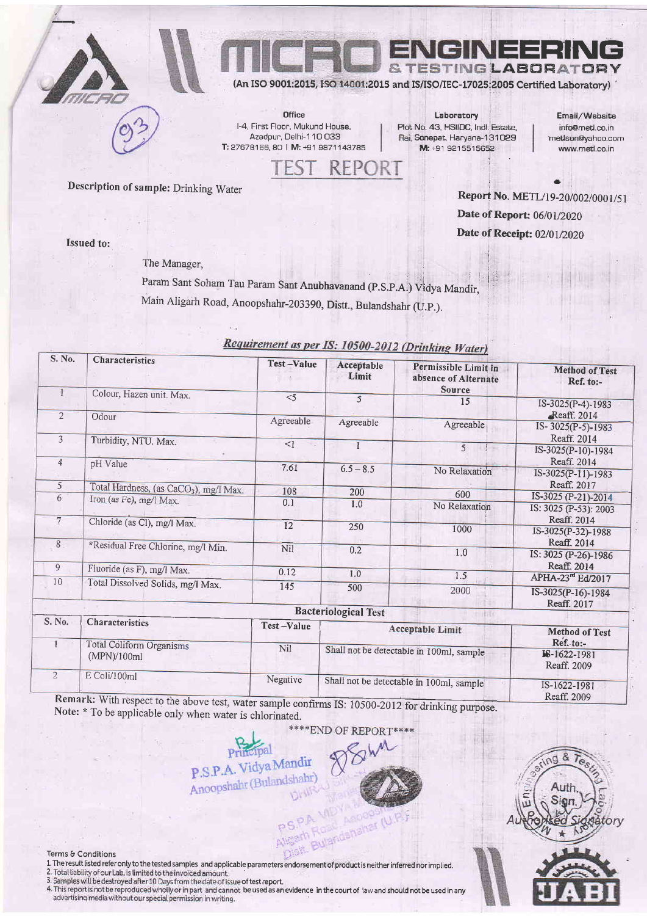# MICRO ENGINEERING & TESTING LABORATORY

(An ISO 9001:2015, ISO 14001:2015 and IS/ISO/IEC-17025:2005 Certified Laboratory)

**Office**
I-4, First Floor, Mukund House, Azadpur, Delhi-110 033
T: 27678166, 80 | M: +91 9871143785

**Laboratory**
Plot No. 43, HSIIDC, Indl. Estate, Rai, Sonepat, Haryana-131029
M: +91 9215515652

**Email/Website**
info@metl.co.in
metlson@yahoo.com
www.metl.co.in

## TEST REPORT

**Description of sample:** Drinking Water

**Report No.** METL/19-20/002/0001/51
**Date of Report:** 06/01/2020
**Date of Receipt:** 02/01/2020

**Issued to:**

The Manager,
Param Sant Soham Tau Param Sant Anubhavanand (P.S.P.A.) Vidya Mandir,
Main Aligarh Road, Anoopshahr-203390, Distt., Bulandshahr (U.P.).

### *Requirement as per IS: 10500-2012 (Drinking Water)*

| S. No. | Characteristics | Test –Value | Acceptable Limit | Permissible Limit in absence of Alternate Source | Method of Test Ref. to:- |
|---|---|---|---|---|---|
| 1 | Colour, Hazen unit. Max. | <5 | 5 | 15 | IS-3025(P-4)-1983 Reaff. 2014 |
| 2 | Odour | Agreeable | Agreeable | Agreeable | IS- 3025(P-5)-1983 Reaff. 2014 |
| 3 | Turbidity, NTU. Max. | <1 | 1 | 5 | IS-3025(P-10)-1984 Reaff. 2014 |
| 4 | pH Value | 7.61 | 6.5 – 8.5 | No Relaxation | IS-3025(P-11)-1983 Reaff. 2017 |
| 5 | Total Hardness, (as $CaCO_3$), mg/l Max. | 108 | 200 | 600 | IS-3025 (P-21)-2014 |
| 6 | Iron (as Fe), mg/l Max. | 0.1 | 1.0 | No Relaxation | IS: 3025 (P-53): 2003 Reaff. 2014 |
| 7 | Chloride (as Cl), mg/l Max. | 12 | 250 | 1000 | IS-3025(P-32)-1988 Reaff. 2014 |
| 8 | *Residual Free Chlorine, mg/l Min. | Nil | 0.2 | 1.0 | IS: 3025 (P-26)-1986 Reaff. 2014 |
| 9 | Fluoride (as F), mg/l Max. | 0.12 | 1.0 | 1.5 | APHA-23rd Ed/2017 |
| 10 | Total Dissolved Solids, mg/l Max. | 145 | 500 | 2000 | IS-3025(P-16)-1984 Reaff. 2017 |

### Bacteriological Test

| S. No. | Characteristics | Test –Value | Acceptable Limit | Method of Test Ref. to:- |
|---|---|---|---|---|
| 1 | Total Coliform Organisms (MPN)/100ml | Nil | Shall not be detectable in 100ml, sample | IS-1622-1981 Reaff. 2009 |
| 2 | E Coli/100ml | Negative | Shall not be detectable in 100ml, sample | IS-1622-1981 Reaff. 2009 |

**Remark:** With respect to the above test, water sample confirms IS: 10500-2012 for drinking purpose.
**Note:** * To be applicable only when water is chlorinated.

\*\*\*\*END OF REPORT\*\*\*\*

Principal
P.S.P.A. Vidya Mandir
Anoopshahr (Bulandshahr)

Authorised Signatory

**Terms & Conditions**

1. The result listed refer only to the tested samples and applicable parameters endorsement of product is neither inferred nor implied.
2. Total liability of our Lab. is limited to the invoiced amount.
3. Samples will be destroyed after 10 Days from the date of issue of test report.
4. This report is not be reproduced wholly or in part and cannot be used as an evidence in the court of law and should not be used in any advertising media without our special permission in writing.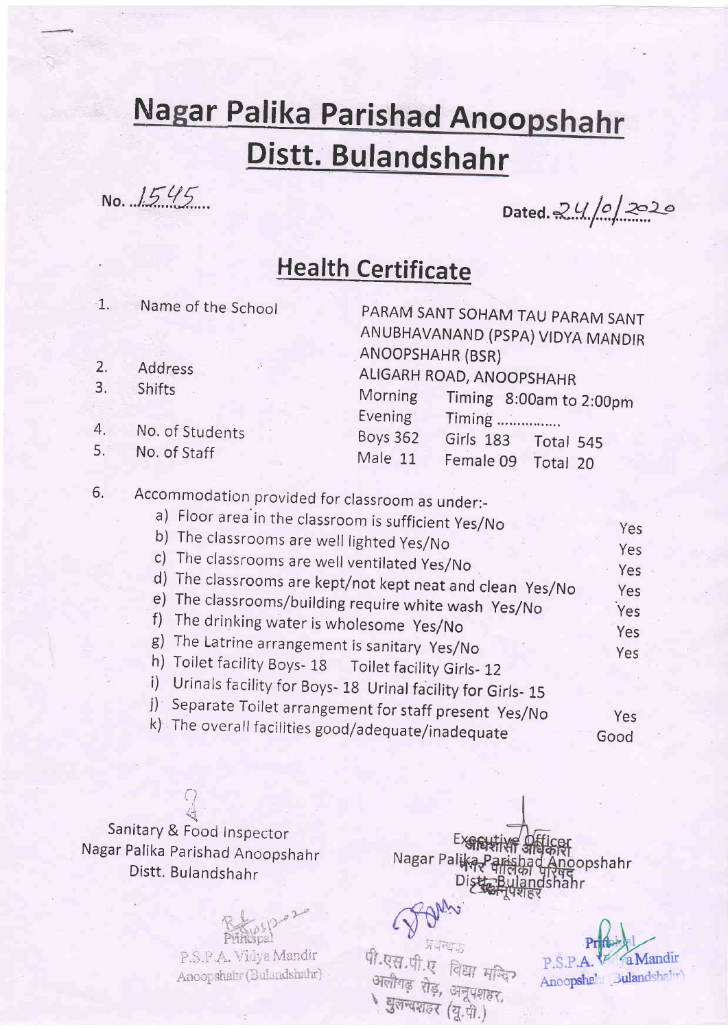# Nagar Palika Parishad Anoopshahr

## Distt. Bulandshahr

No. 1545

Dated. 24/01/2020

## Health Certificate

| | | |
|---|---|---|
| 1. | Name of the School | PARAM SANT SOHAM TAU PARAM SANT ANUBHAVANAND (PSPA) VIDYA MANDIR ANOOPSHAHR (BSR) |
| 2. | Address | ALIGARH ROAD, ANOOPSHAHR |
| 3. | Shifts | Morning Timing 8:00am to 2:00pm<br>Evening Timing ................ |
| 4. | No. of Students | Boys 362 Girls 183 Total 545 |
| 5. | No. of Staff | Male 11 Female 09 Total 20 |

6. Accommodation provided for classroom as under:-

| | |
|---|---|
| a) Floor area in the classroom is sufficient Yes/No | Yes |
| b) The classrooms are well lighted Yes/No | Yes |
| c) The classrooms are well ventilated Yes/No | Yes |
| d) The classrooms are kept/not kept neat and clean Yes/No | Yes |
| e) The classrooms/building require white wash Yes/No | Yes |
| f) The drinking water is wholesome Yes/No | Yes |
| g) The Latrine arrangement is sanitary Yes/No | Yes |
| h) Toilet facility Boys- 18 Toilet facility Girls- 12 | |
| i) Urinals facility for Boys- 18 Urinal facility for Girls- 15 | |
| j) Separate Toilet arrangement for staff present Yes/No | Yes |
| k) The overall facilities good/adequate/inadequate | Good |

Sanitary & Food Inspector
Nagar Palika Parishad Anoopshahr
Distt. Bulandshahr

Executive Officer
अधिशासी अधिकारी
Nagar Palika Parishad Anoopshahr
नगर पालिका परिषद
Distt. Bulandshahr
अनूपशहर

Principal
P.S.P.A. Vidya Mandir
Anoopshahr (Bulandshahr)

प्रबन्धक
पी.एस.पी.ए. विद्या मन्दिर
अलीगढ़ रोड, अनूपशहर,
बुलन्दशहर (यू.पी.)

Principal
P.S.P.A. Vidya Mandir
Anoopshahr (Bulandshahr)